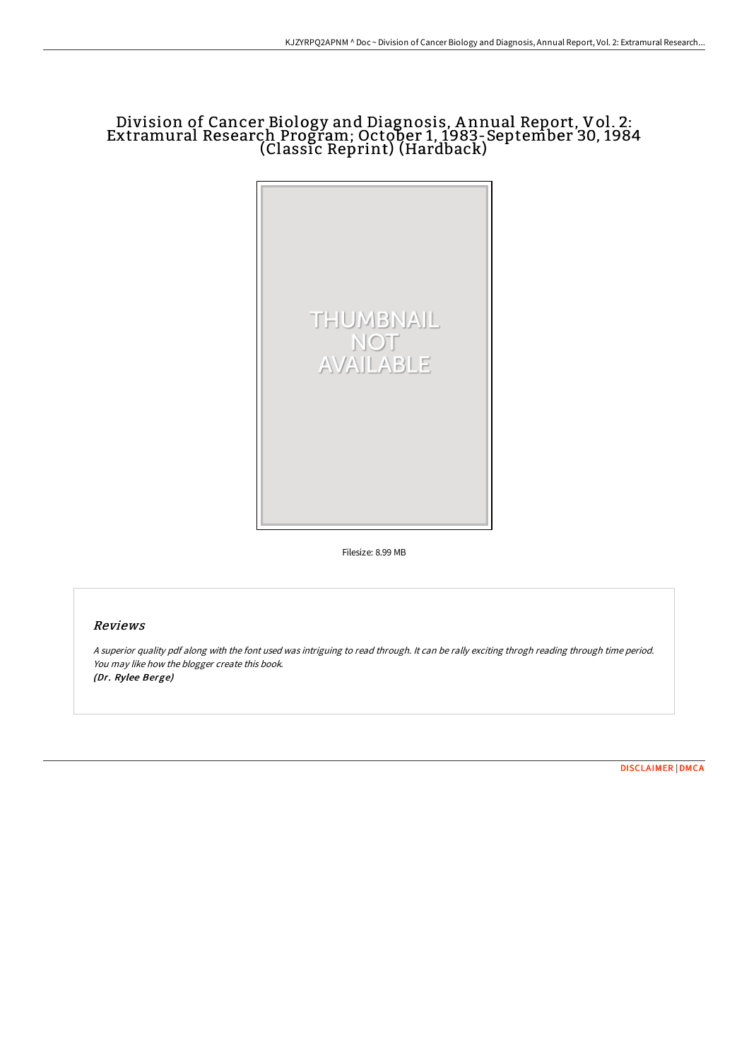# Division of Cancer Biology and Diagnosis, Annual Report, Vol. 2: Extramural Research Program; October 1, 1983-September 30, 1984 (Classic Reprint) (Hardback)

Filesize: 8.99 MB

## Reviews

*A superior quality pdf along with the font used was intriguing to read through. It can be rally exciting throgh reading through time period. You may like how the blogger create this book.*
***(Dr. Rylee Berge)***

DISCLAIMER | DMCA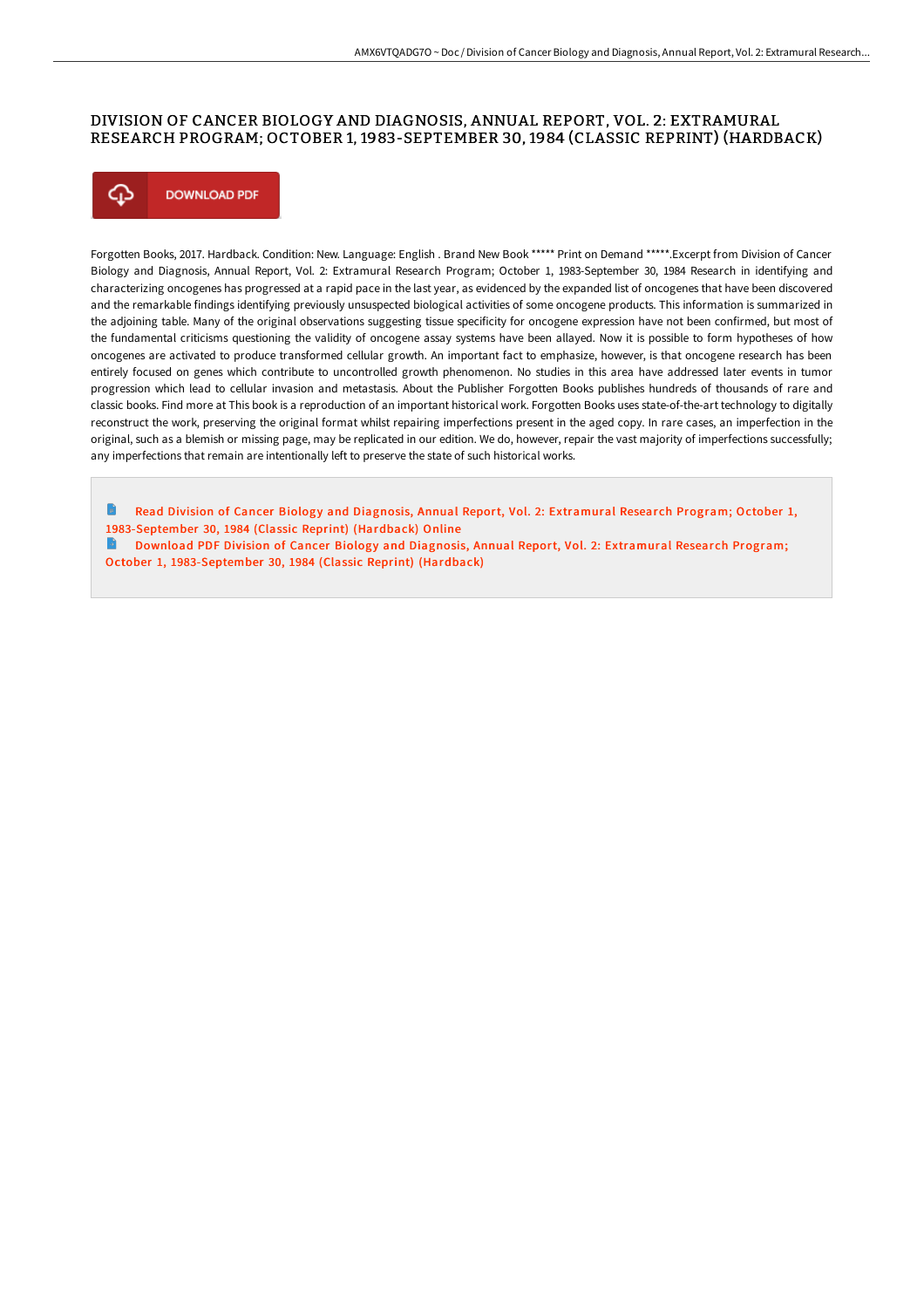# DIVISION OF CANCER BIOLOGY AND DIAGNOSIS, ANNUAL REPORT, VOL. 2: EXTRAMURAL RESEARCH PROGRAM; OCTOBER 1, 1983-SEPTEMBER 30, 1984 (CLASSIC REPRINT) (HARDBACK)

DOWNLOAD PDF

Forgotten Books, 2017. Hardback. Condition: New. Language: English . Brand New Book ***** Print on Demand *****.Excerpt from Division of Cancer Biology and Diagnosis, Annual Report, Vol. 2: Extramural Research Program; October 1, 1983-September 30, 1984 Research in identifying and characterizing oncogenes has progressed at a rapid pace in the last year, as evidenced by the expanded list of oncogenes that have been discovered and the remarkable findings identifying previously unsuspected biological activities of some oncogene products. This information is summarized in the adjoining table. Many of the original observations suggesting tissue specificity for oncogene expression have not been confirmed, but most of the fundamental criticisms questioning the validity of oncogene assay systems have been allayed. Now it is possible to form hypotheses of how oncogenes are activated to produce transformed cellular growth. An important fact to emphasize, however, is that oncogene research has been entirely focused on genes which contribute to uncontrolled growth phenomenon. No studies in this area have addressed later events in tumor progression which lead to cellular invasion and metastasis. About the Publisher Forgotten Books publishes hundreds of thousands of rare and classic books. Find more at This book is a reproduction of an important historical work. Forgotten Books uses state-of-the-art technology to digitally reconstruct the work, preserving the original format whilst repairing imperfections present in the aged copy. In rare cases, an imperfection in the original, such as a blemish or missing page, may be replicated in our edition. We do, however, repair the vast majority of imperfections successfully; any imperfections that remain are intentionally left to preserve the state of such historical works.

Read Division of Cancer Biology and Diagnosis, Annual Report, Vol. 2: Extramural Research Program; October 1, 1983-September 30, 1984 (Classic Reprint) (Hardback) Online

Download PDF Division of Cancer Biology and Diagnosis, Annual Report, Vol. 2: Extramural Research Program; October 1, 1983-September 30, 1984 (Classic Reprint) (Hardback)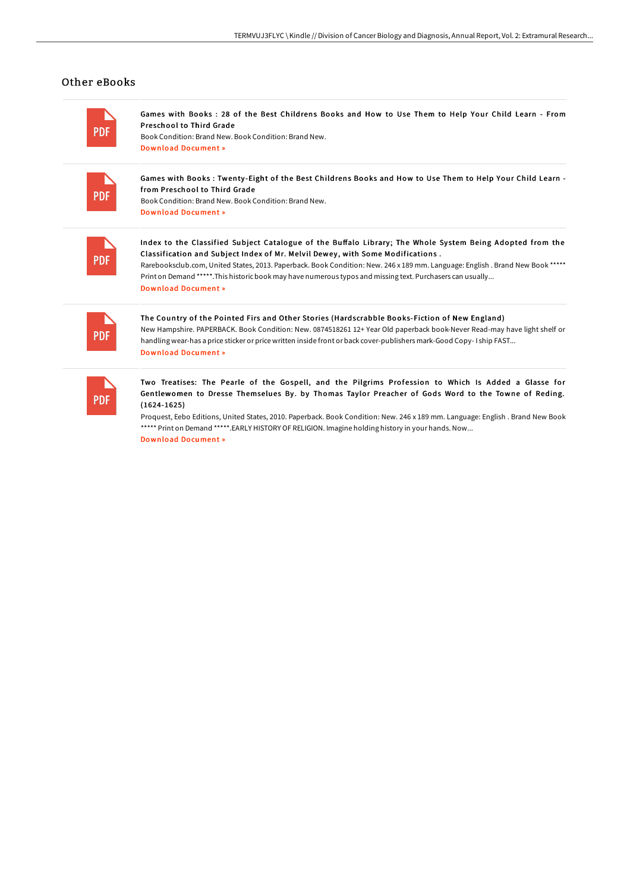## Other eBooks

PDF

**Games with Books : 28 of the Best Childrens Books and How to Use Them to Help Your Child Learn - From Preschool to Third Grade**

Book Condition: Brand New. Book Condition: Brand New.

Download Document »

PDF

**Games with Books : Twenty-Eight of the Best Childrens Books and How to Use Them to Help Your Child Learn - from Preschool to Third Grade**

Book Condition: Brand New. Book Condition: Brand New.

Download Document »

PDF

**Index to the Classified Subject Catalogue of the Buffalo Library; The Whole System Being Adopted from the Classification and Subject Index of Mr. Melvil Dewey, with Some Modifications .**

Rarebooksclub.com, United States, 2013. Paperback. Book Condition: New. 246 x 189 mm. Language: English . Brand New Book ***** Print on Demand *****.This historic book may have numerous typos and missing text. Purchasers can usually...

Download Document »

PDF

**The Country of the Pointed Firs and Other Stories (Hardscrabble Books-Fiction of New England)**

New Hampshire. PAPERBACK. Book Condition: New. 0874518261 12+ Year Old paperback book-Never Read-may have light shelf or handling wear-has a price sticker or price written inside front or back cover-publishers mark-Good Copy- I ship FAST...

Download Document »

PDF

**Two Treatises: The Pearle of the Gospell, and the Pilgrims Profession to Which Is Added a Glasse for Gentlewomen to Dresse Themselues By. by Thomas Taylor Preacher of Gods Word to the Towne of Reding. (1624-1625)**

Proquest, Eebo Editions, United States, 2010. Paperback. Book Condition: New. 246 x 189 mm. Language: English . Brand New Book ***** Print on Demand *****.EARLY HISTORY OF RELIGION. Imagine holding history in your hands. Now...

Download Document »